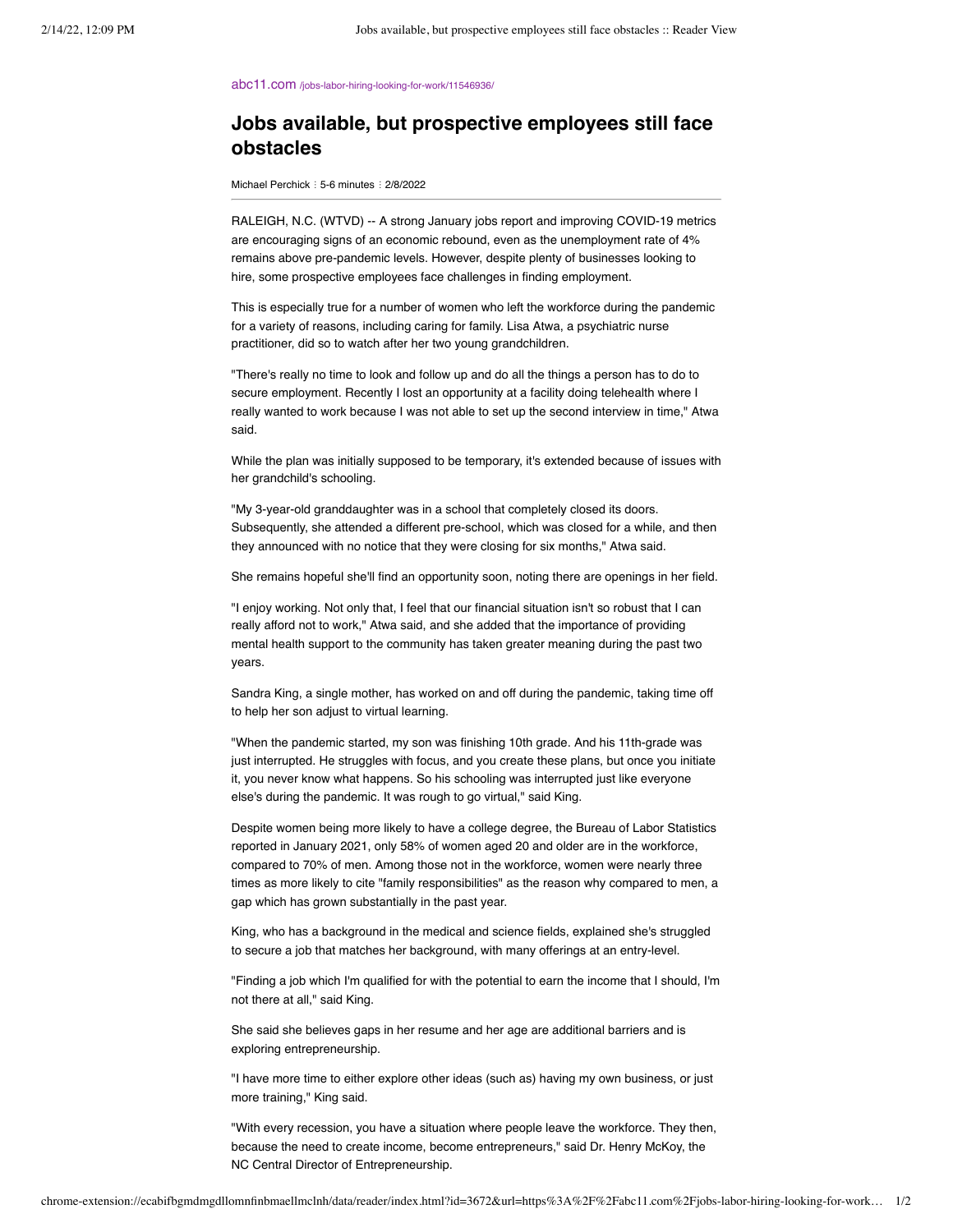abc11.com /jobs-labor-hiring-looking-for-work/11546936/

# Jobs available, but prospective employees still face obstacles

Michael Perchick ⁝ 5-6 minutes ⁝ 2/8/2022

RALEIGH, N.C. (WTVD) -- A strong January jobs report and improving COVID-19 metrics are encouraging signs of an economic rebound, even as the unemployment rate of 4% remains above pre-pandemic levels. However, despite plenty of businesses looking to hire, some prospective employees face challenges in finding employment.

This is especially true for a number of women who left the workforce during the pandemic for a variety of reasons, including caring for family. Lisa Atwa, a psychiatric nurse practitioner, did so to watch after her two young grandchildren.

"There's really no time to look and follow up and do all the things a person has to do to secure employment. Recently I lost an opportunity at a facility doing telehealth where I really wanted to work because I was not able to set up the second interview in time," Atwa said.

While the plan was initially supposed to be temporary, it's extended because of issues with her grandchild's schooling.

"My 3-year-old granddaughter was in a school that completely closed its doors. Subsequently, she attended a different pre-school, which was closed for a while, and then they announced with no notice that they were closing for six months," Atwa said.

She remains hopeful she'll find an opportunity soon, noting there are openings in her field.

"I enjoy working. Not only that, I feel that our financial situation isn't so robust that I can really afford not to work," Atwa said, and she added that the importance of providing mental health support to the community has taken greater meaning during the past two years.

Sandra King, a single mother, has worked on and off during the pandemic, taking time off to help her son adjust to virtual learning.

"When the pandemic started, my son was finishing 10th grade. And his 11th-grade was just interrupted. He struggles with focus, and you create these plans, but once you initiate it, you never know what happens. So his schooling was interrupted just like everyone else's during the pandemic. It was rough to go virtual," said King.

Despite women being more likely to have a college degree, the Bureau of Labor Statistics reported in January 2021, only 58% of women aged 20 and older are in the workforce, compared to 70% of men. Among those not in the workforce, women were nearly three times as more likely to cite "family responsibilities" as the reason why compared to men, a gap which has grown substantially in the past year.

King, who has a background in the medical and science fields, explained she's struggled to secure a job that matches her background, with many offerings at an entry-level.

"Finding a job which I'm qualified for with the potential to earn the income that I should, I'm not there at all," said King.

She said she believes gaps in her resume and her age are additional barriers and is exploring entrepreneurship.

"I have more time to either explore other ideas (such as) having my own business, or just more training," King said.

"With every recession, you have a situation where people leave the workforce. They then, because the need to create income, become entrepreneurs," said Dr. Henry McKoy, the NC Central Director of Entrepreneurship.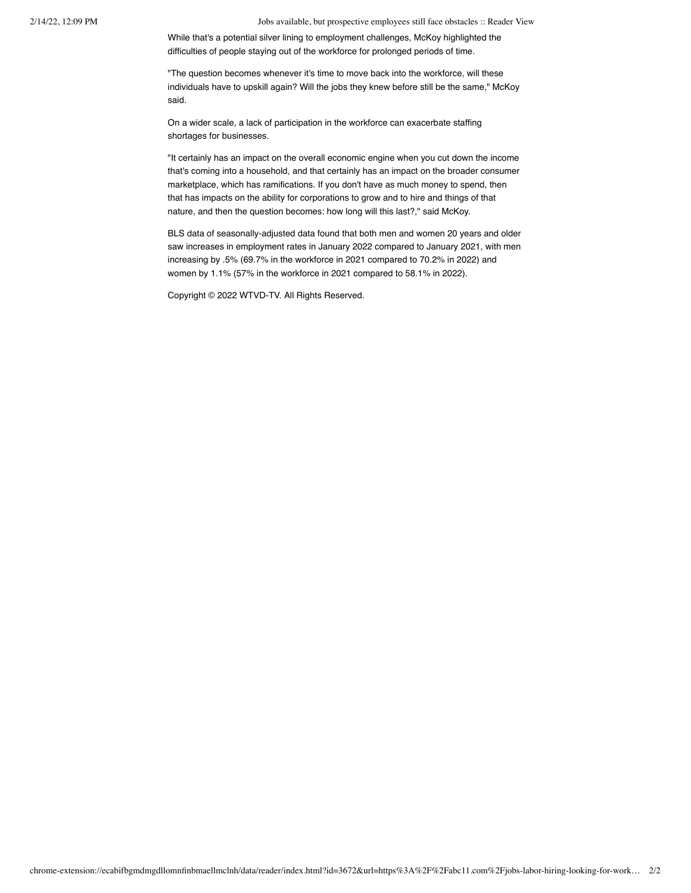While that's a potential silver lining to employment challenges, McKoy highlighted the difficulties of people staying out of the workforce for prolonged periods of time.

"The question becomes whenever it's time to move back into the workforce, will these individuals have to upskill again? Will the jobs they knew before still be the same," McKoy said.

On a wider scale, a lack of participation in the workforce can exacerbate staffing shortages for businesses.

"It certainly has an impact on the overall economic engine when you cut down the income that's coming into a household, and that certainly has an impact on the broader consumer marketplace, which has ramifications. If you don't have as much money to spend, then that has impacts on the ability for corporations to grow and to hire and things of that nature, and then the question becomes: how long will this last?," said McKoy.

BLS data of seasonally-adjusted data found that both men and women 20 years and older saw increases in employment rates in January 2022 compared to January 2021, with men increasing by .5% (69.7% in the workforce in 2021 compared to 70.2% in 2022) and women by 1.1% (57% in the workforce in 2021 compared to 58.1% in 2022).

Copyright © 2022 WTVD-TV. All Rights Reserved.